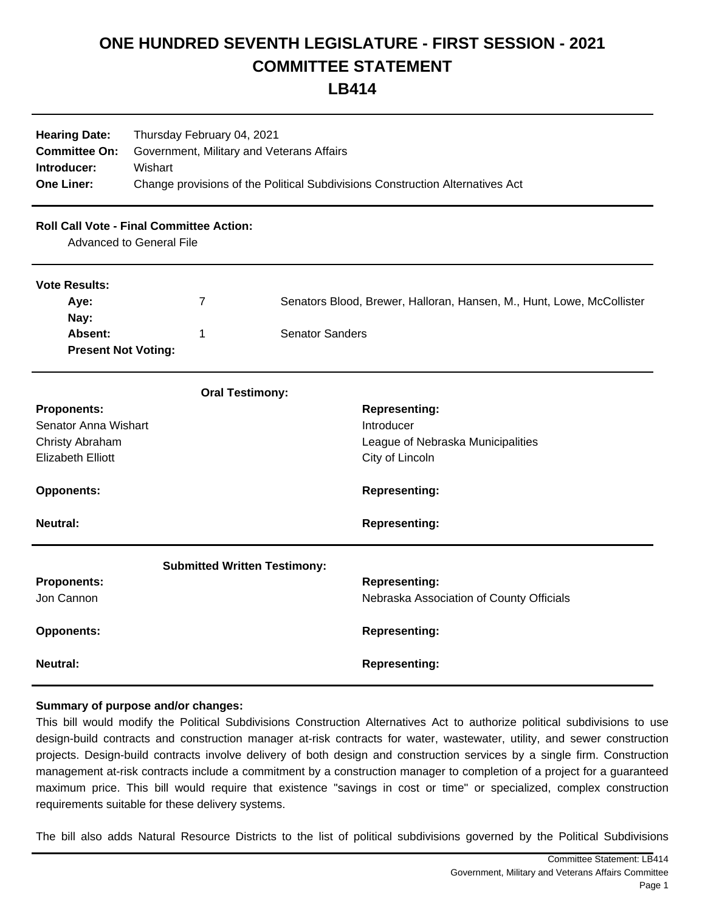# ONE HUNDRED SEVENTH LEGISLATURE - FIRST SESSION - 2021
# COMMITTEE STATEMENT
# LB414

| | |
|---|---|
| **Hearing Date:** | Thursday February 04, 2021 |
| **Committee On:** | Government, Military and Veterans Affairs |
| **Introducer:** | Wishart |
| **One Liner:** | Change provisions of the Political Subdivisions Construction Alternatives Act |

**Roll Call Vote - Final Committee Action:**

Advanced to General File

**Vote Results:**

| | | |
|---|---|---|
| **Aye:** | 7 | Senators Blood, Brewer, Halloran, Hansen, M., Hunt, Lowe, McCollister |
| **Nay:** | | |
| **Absent:** | 1 | Senator Sanders |
| **Present Not Voting:** | | |

**Oral Testimony:**

| **Proponents:** | **Representing:** |
|---|---|
| Senator Anna Wishart | Introducer |
| Christy Abraham | League of Nebraska Municipalities |
| Elizabeth Elliott | City of Lincoln |

| **Opponents:** | **Representing:** |
|---|---|

| **Neutral:** | **Representing:** |
|---|---|

**Submitted Written Testimony:**

| **Proponents:** | **Representing:** |
|---|---|
| Jon Cannon | Nebraska Association of County Officials |

| **Opponents:** | **Representing:** |
|---|---|

| **Neutral:** | **Representing:** |
|---|---|

**Summary of purpose and/or changes:**

This bill would modify the Political Subdivisions Construction Alternatives Act to authorize political subdivisions to use design-build contracts and construction manager at-risk contracts for water, wastewater, utility, and sewer construction projects. Design-build contracts involve delivery of both design and construction services by a single firm. Construction management at-risk contracts include a commitment by a construction manager to completion of a project for a guaranteed maximum price. This bill would require that existence "savings in cost or time" or specialized, complex construction requirements suitable for these delivery systems.

The bill also adds Natural Resource Districts to the list of political subdivisions governed by the Political Subdivisions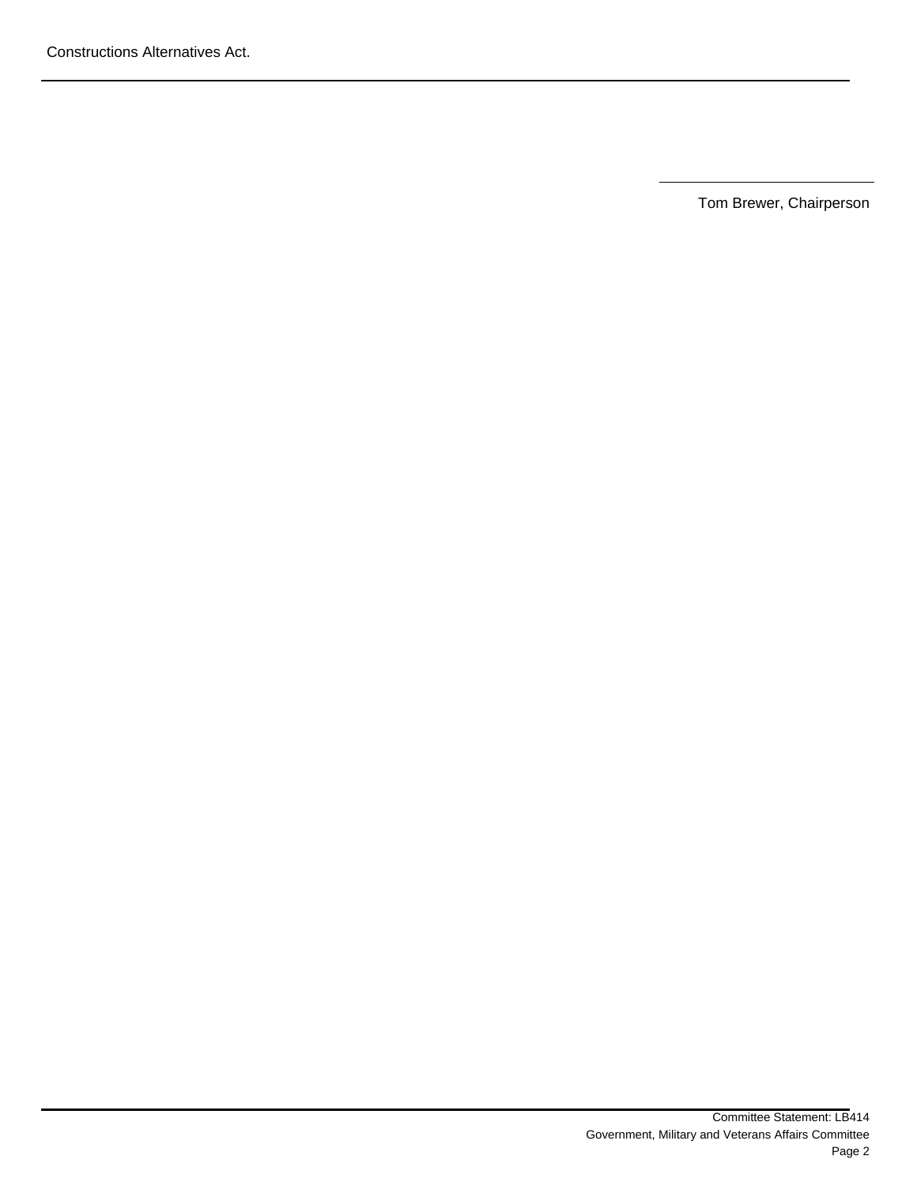Constructions Alternatives Act.

---

\_\_\_\_\_\_\_\_\_\_\_\_\_\_\_\_\_\_\_\_\_\_\_\_\_\_\_\_

Tom Brewer, Chairperson